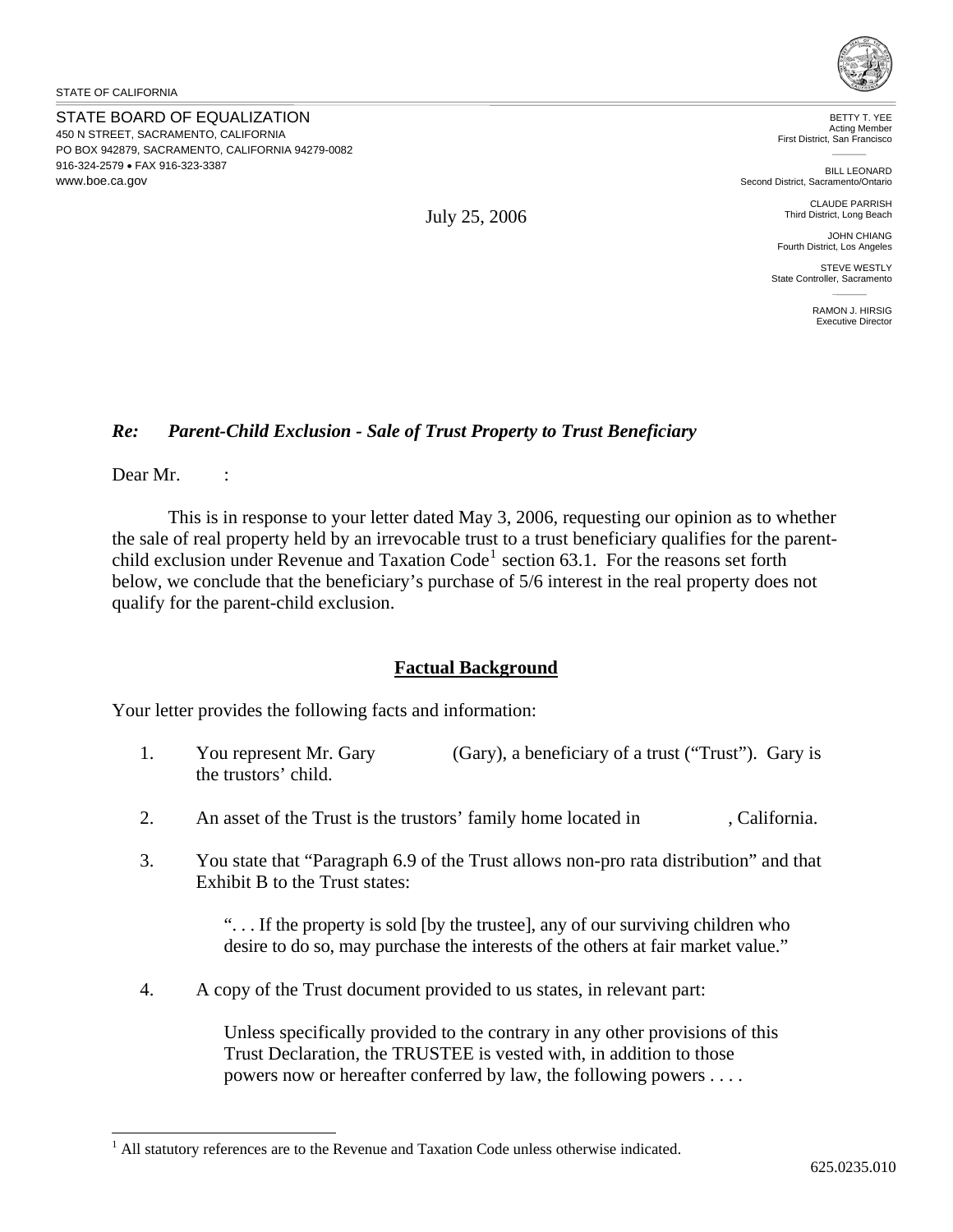STATE OF CALIFORNIA

STATE BOARD OF EQUALIZATION
450 N STREET, SACRAMENTO, CALIFORNIA
PO BOX 942879, SACRAMENTO, CALIFORNIA 94279-0082
916-324-2579 • FAX 916-323-3387
www.boe.ca.gov

BETTY T. YEE
Acting Member
First District, San Francisco

BILL LEONARD
Second District, Sacramento/Ontario

CLAUDE PARRISH
Third District, Long Beach

JOHN CHIANG
Fourth District, Los Angeles

STEVE WESTLY
State Controller, Sacramento

RAMON J. HIRSIG
Executive Director

July 25, 2006

***Re: Parent-Child Exclusion - Sale of Trust Property to Trust Beneficiary***

Dear Mr. :

This is in response to your letter dated May 3, 2006, requesting our opinion as to whether the sale of real property held by an irrevocable trust to a trust beneficiary qualifies for the parent-child exclusion under Revenue and Taxation Code[1] section 63.1. For the reasons set forth below, we conclude that the beneficiary's purchase of 5/6 interest in the real property does not qualify for the parent-child exclusion.

## Factual Background

Your letter provides the following facts and information:

1. You represent Mr. Gary (Gary), a beneficiary of a trust ("Trust"). Gary is the trustors' child.

2. An asset of the Trust is the trustors' family home located in , California.

3. You state that "Paragraph 6.9 of the Trust allows non-pro rata distribution" and that Exhibit B to the Trust states:

   ". . . If the property is sold [by the trustee], any of our surviving children who desire to do so, may purchase the interests of the others at fair market value."

4. A copy of the Trust document provided to us states, in relevant part:

   Unless specifically provided to the contrary in any other provisions of this Trust Declaration, the TRUSTEE is vested with, in addition to those powers now or hereafter conferred by law, the following powers . . . .

[1] All statutory references are to the Revenue and Taxation Code unless otherwise indicated.

625.0235.010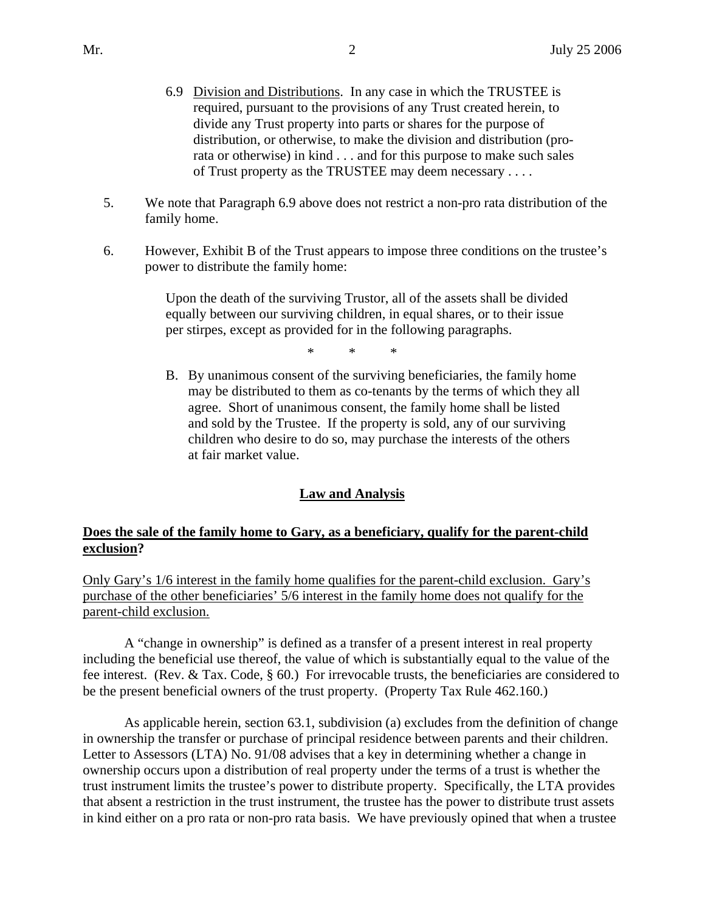> 6.9 Division and Distributions. In any case in which the TRUSTEE is required, pursuant to the provisions of any Trust created herein, to divide any Trust property into parts or shares for the purpose of distribution, or otherwise, to make the division and distribution (pro-rata or otherwise) in kind . . . and for this purpose to make such sales of Trust property as the TRUSTEE may deem necessary . . . .

5. We note that Paragraph 6.9 above does not restrict a non-pro rata distribution of the family home.

6. However, Exhibit B of the Trust appears to impose three conditions on the trustee's power to distribute the family home:

> Upon the death of the surviving Trustor, all of the assets shall be divided equally between our surviving children, in equal shares, or to their issue per stirpes, except as provided for in the following paragraphs.
>
> \* \* \*
>
> B. By unanimous consent of the surviving beneficiaries, the family home may be distributed to them as co-tenants by the terms of which they all agree. Short of unanimous consent, the family home shall be listed and sold by the Trustee. If the property is sold, any of our surviving children who desire to do so, may purchase the interests of the others at fair market value.

## Law and Analysis

**Does the sale of the family home to Gary, as a beneficiary, qualify for the parent-child exclusion?**

Only Gary's 1/6 interest in the family home qualifies for the parent-child exclusion. Gary's purchase of the other beneficiaries' 5/6 interest in the family home does not qualify for the parent-child exclusion.

A "change in ownership" is defined as a transfer of a present interest in real property including the beneficial use thereof, the value of which is substantially equal to the value of the fee interest. (Rev. & Tax. Code, § 60.) For irrevocable trusts, the beneficiaries are considered to be the present beneficial owners of the trust property. (Property Tax Rule 462.160.)

As applicable herein, section 63.1, subdivision (a) excludes from the definition of change in ownership the transfer or purchase of principal residence between parents and their children. Letter to Assessors (LTA) No. 91/08 advises that a key in determining whether a change in ownership occurs upon a distribution of real property under the terms of a trust is whether the trust instrument limits the trustee's power to distribute property. Specifically, the LTA provides that absent a restriction in the trust instrument, the trustee has the power to distribute trust assets in kind either on a pro rata or non-pro rata basis. We have previously opined that when a trustee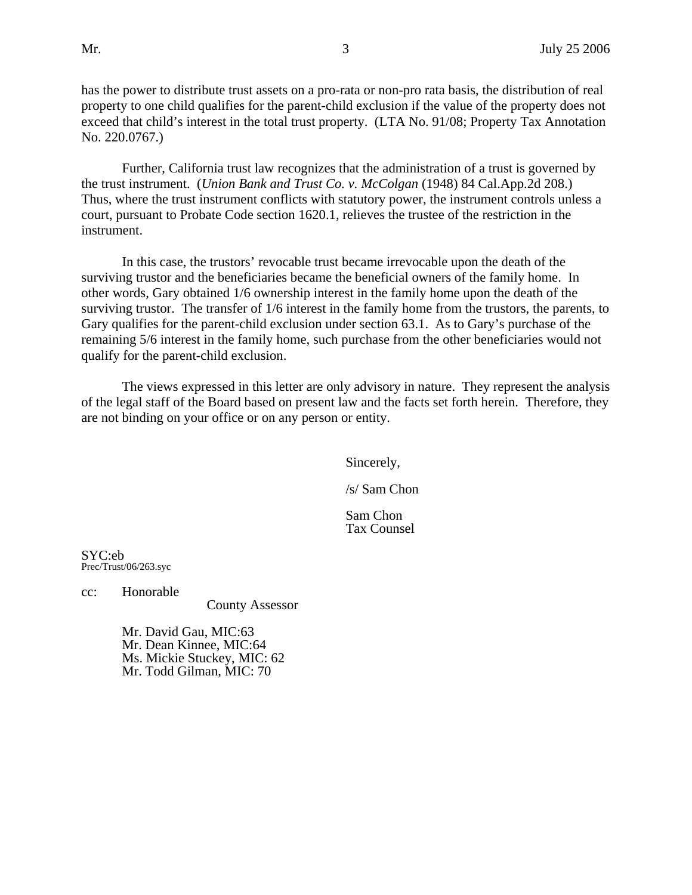has the power to distribute trust assets on a pro-rata or non-pro rata basis, the distribution of real property to one child qualifies for the parent-child exclusion if the value of the property does not exceed that child's interest in the total trust property. (LTA No. 91/08; Property Tax Annotation No. 220.0767.)

Further, California trust law recognizes that the administration of a trust is governed by the trust instrument. (*Union Bank and Trust Co. v. McColgan* (1948) 84 Cal.App.2d 208.) Thus, where the trust instrument conflicts with statutory power, the instrument controls unless a court, pursuant to Probate Code section 1620.1, relieves the trustee of the restriction in the instrument.

In this case, the trustors' revocable trust became irrevocable upon the death of the surviving trustor and the beneficiaries became the beneficial owners of the family home. In other words, Gary obtained 1/6 ownership interest in the family home upon the death of the surviving trustor. The transfer of 1/6 interest in the family home from the trustors, the parents, to Gary qualifies for the parent-child exclusion under section 63.1. As to Gary's purchase of the remaining 5/6 interest in the family home, such purchase from the other beneficiaries would not qualify for the parent-child exclusion.

The views expressed in this letter are only advisory in nature. They represent the analysis of the legal staff of the Board based on present law and the facts set forth herein. Therefore, they are not binding on your office or on any person or entity.

Sincerely,

/s/ Sam Chon

Sam Chon
Tax Counsel

SYC:eb
Prec/Trust/06/263.syc

cc: Honorable
County Assessor

Mr. David Gau, MIC:63
Mr. Dean Kinnee, MIC:64
Ms. Mickie Stuckey, MIC: 62
Mr. Todd Gilman, MIC: 70